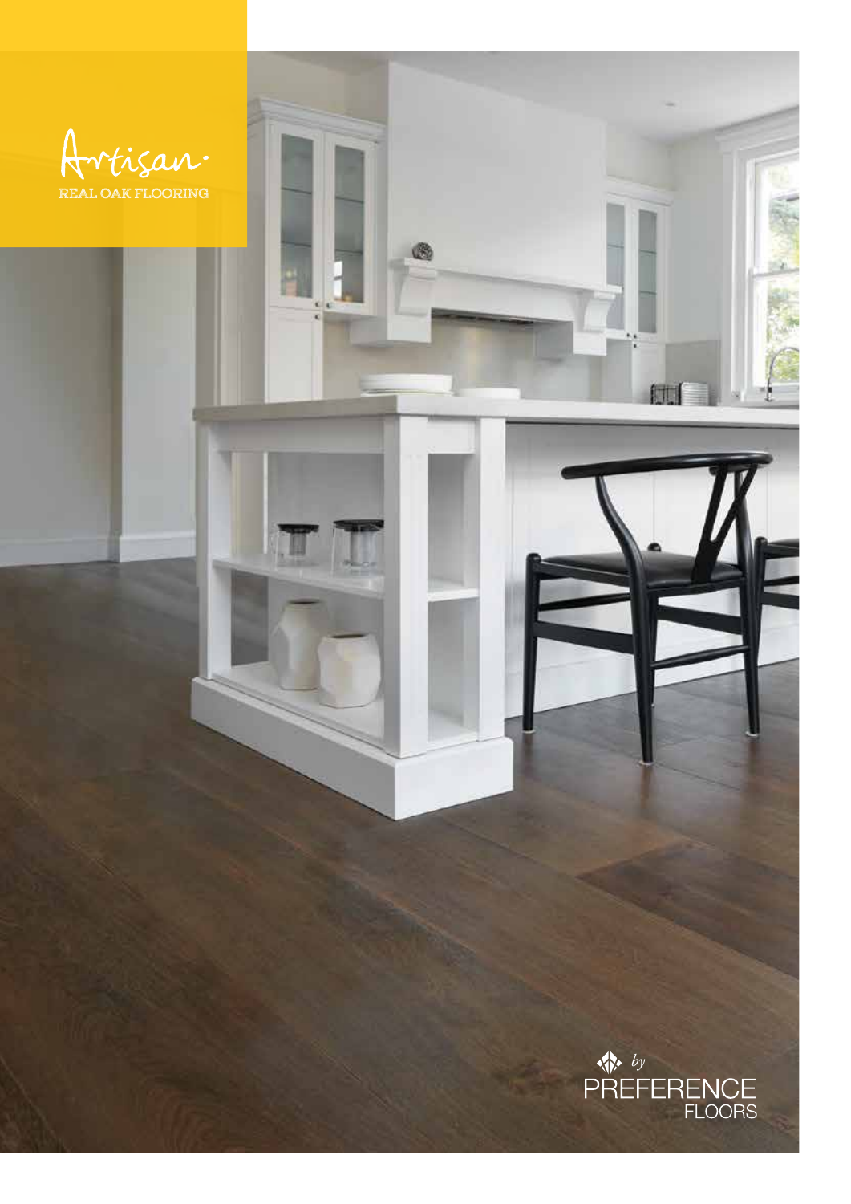# Artisan

REAL OAK FLOORING

by PREFERENCE FLOORS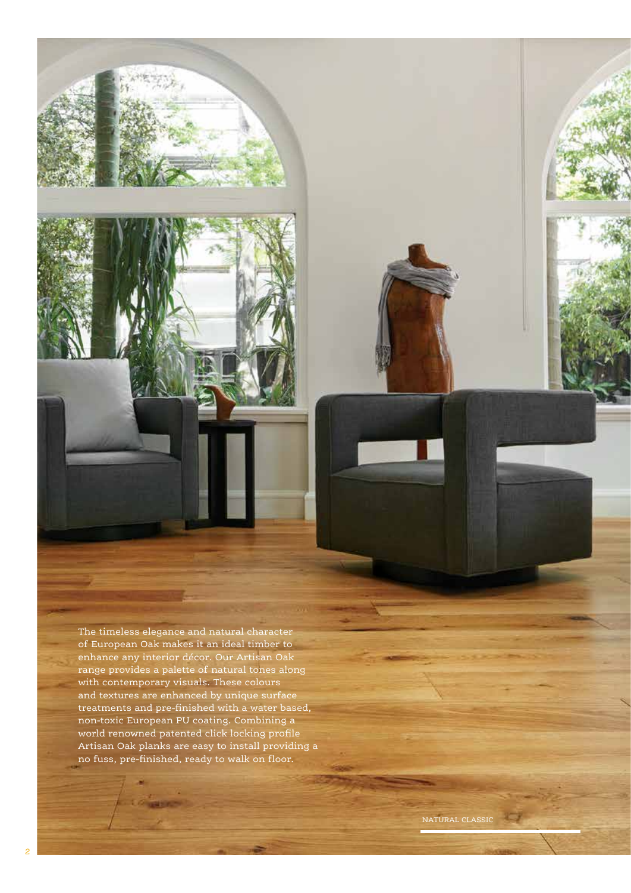The timeless elegance and natural character of European Oak makes it an ideal timber to enhance any interior décor. Our Artisan Oak range provides a palette of natural tones along with contemporary visuals. These colours and textures are enhanced by unique surface treatments and pre-finished with a water based, non-toxic European PU coating. Combining a world renowned patented click locking profile Artisan Oak planks are easy to install providing a no fuss, pre-finished, ready to walk on floor.

NATURAL CLASSIC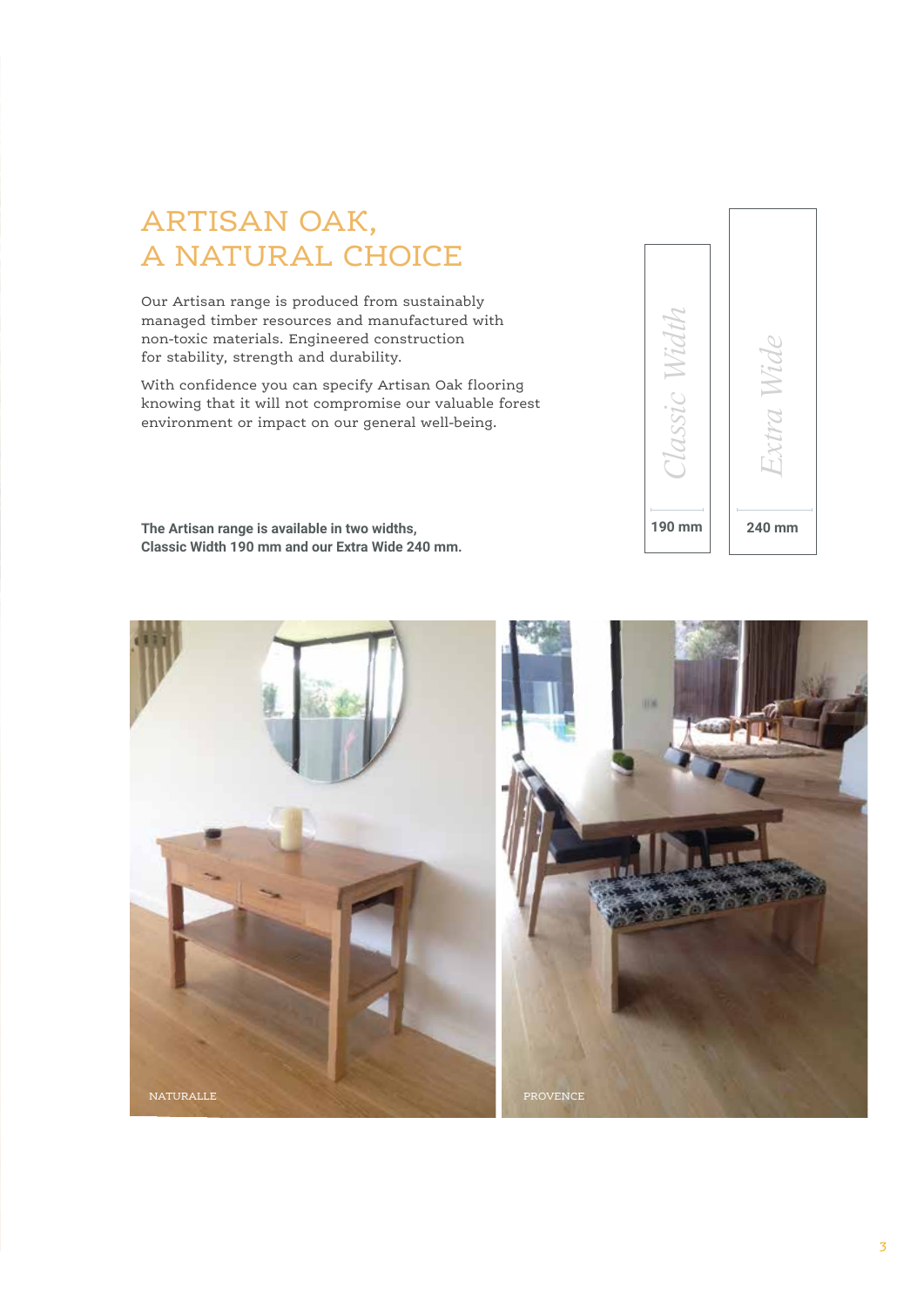# ARTISAN OAK, A NATURAL CHOICE

Our Artisan range is produced from sustainably managed timber resources and manufactured with non-toxic materials. Engineered construction for stability, strength and durability.

With confidence you can specify Artisan Oak flooring knowing that it will not compromise our valuable forest environment or impact on our general well-being.

**The Artisan range is available in two widths, Classic Width 190 mm and our Extra Wide 240 mm.**

*Classic Width*

**190 mm**

*Extra Wide*

**240 mm**

NATURALLE

PROVENCE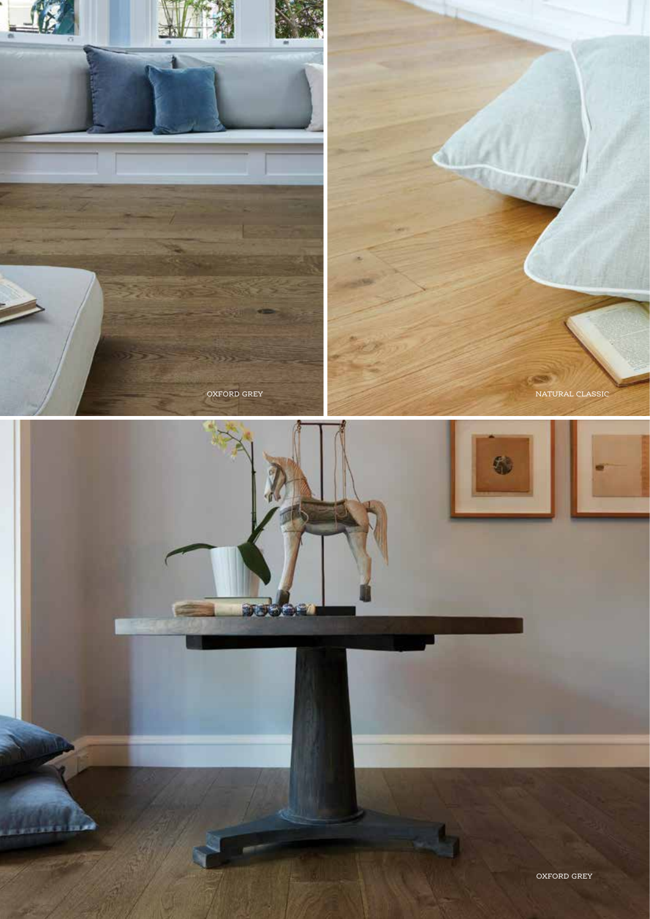OXFORD GREY

NATURAL CLASSIC

OXFORD GREY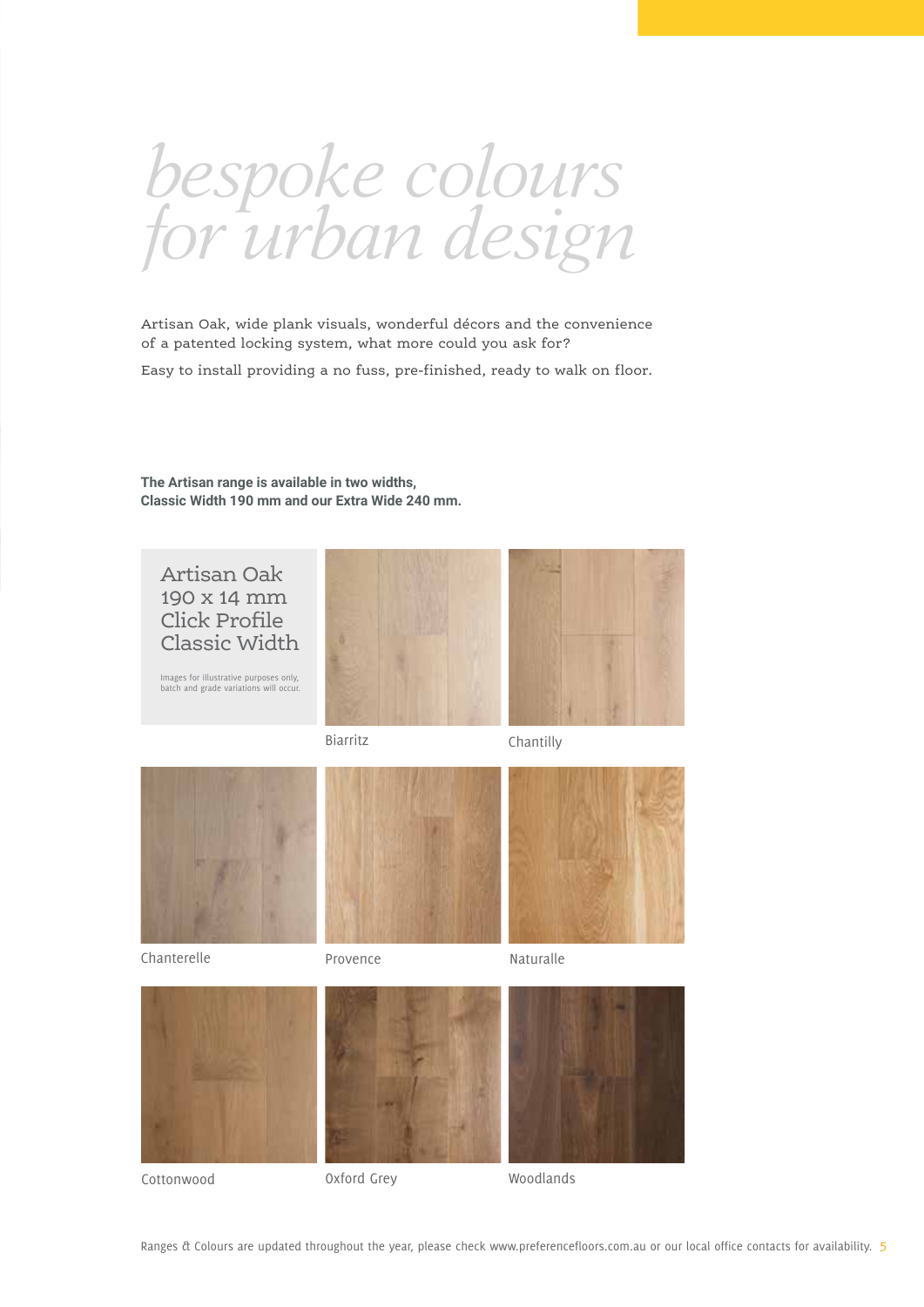# *bespoke colours for urban design*

Artisan Oak, wide plank visuals, wonderful décors and the convenience of a patented locking system, what more could you ask for?

Easy to install providing a no fuss, pre-finished, ready to walk on floor.

**The Artisan range is available in two widths, Classic Width 190 mm and our Extra Wide 240 mm.**

## Artisan Oak 190 x 14 mm Click Profile Classic Width

Images for illustrative purposes only, batch and grade variations will occur.

Biarritz

Chantilly

Chanterelle

Provence

Naturalle

Cottonwood

Oxford Grey

Woodlands

Ranges & Colours are updated throughout the year, please check www.preferencefloors.com.au or our local office contacts for availability.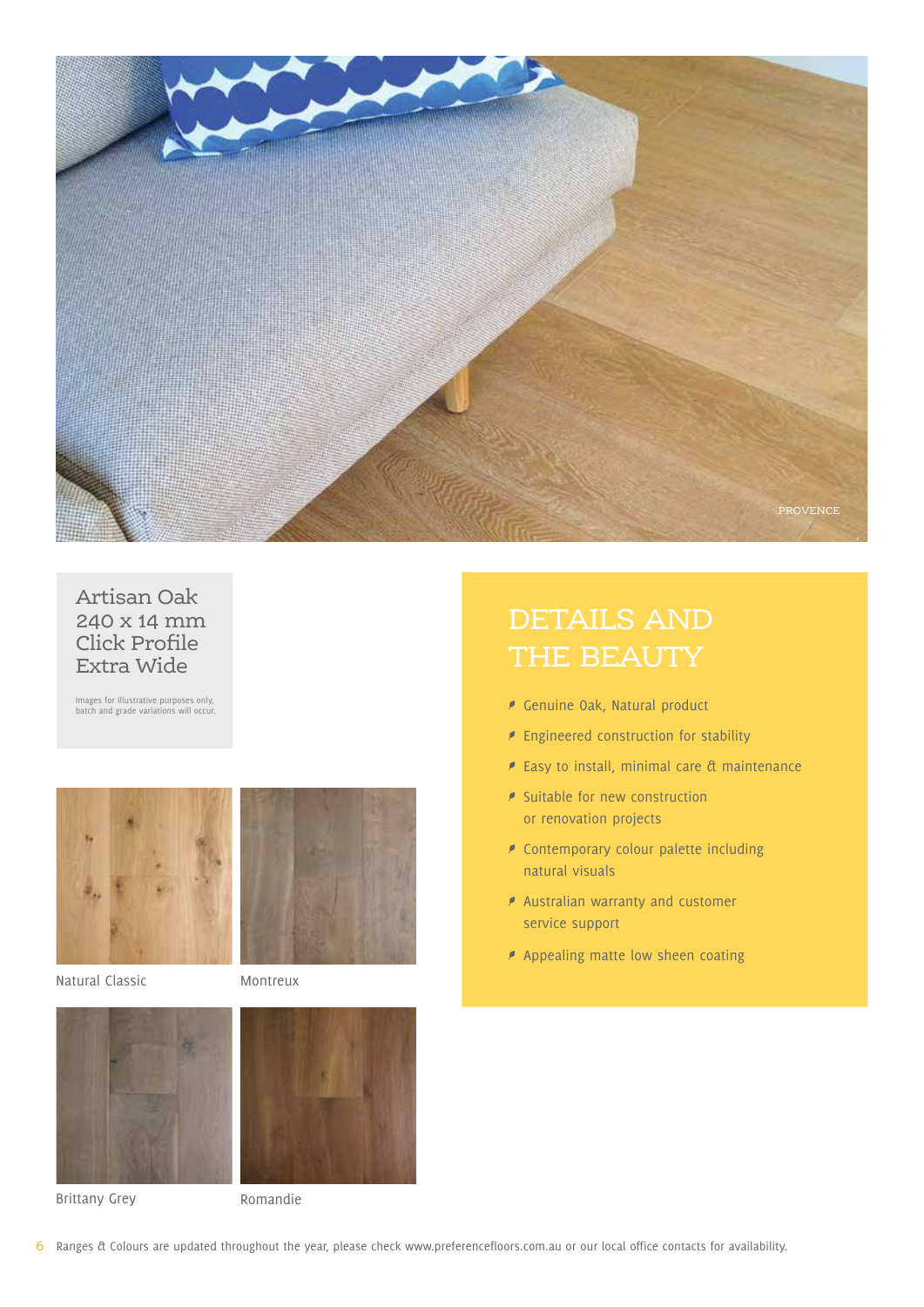PROVENCE

# Artisan Oak 240 x 14 mm Click Profile Extra Wide

Images for illustrative purposes only, batch and grade variations will occur.

Natural Classic

Montreux

Brittany Grey

Romandie

## DETAILS AND THE BEAUTY

- Genuine Oak, Natural product
- Engineered construction for stability
- Easy to install, minimal care & maintenance
- Suitable for new construction or renovation projects
- Contemporary colour palette including natural visuals
- Australian warranty and customer service support
- Appealing matte low sheen coating

Ranges & Colours are updated throughout the year, please check www.preferencefloors.com.au or our local office contacts for availability.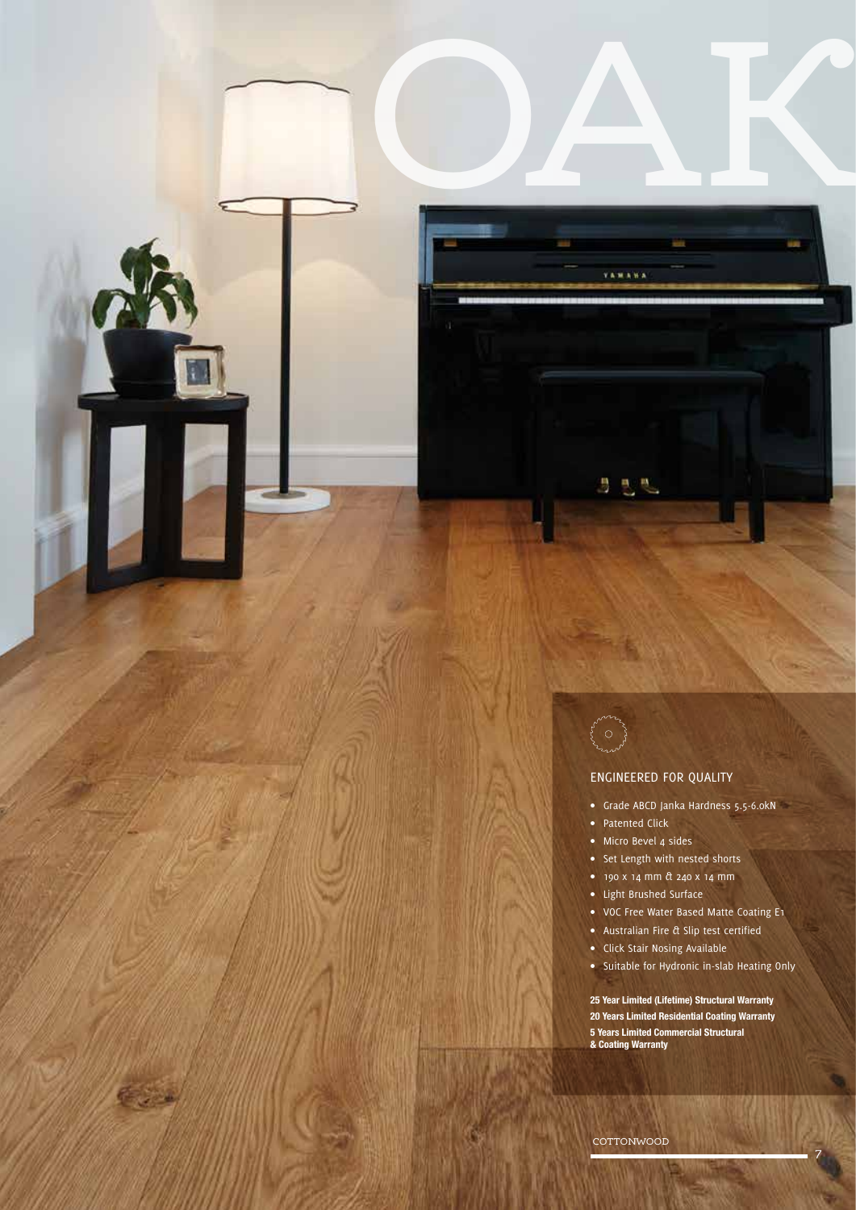# OAK

## ENGINEERED FOR QUALITY

- Grade ABCD Janka Hardness 5.5-6.0kN
- Patented Click
- Micro Bevel 4 sides
- Set Length with nested shorts
- 190 x 14 mm & 240 x 14 mm
- Light Brushed Surface
- VOC Free Water Based Matte Coating E1
- Australian Fire & Slip test certified
- Click Stair Nosing Available
- Suitable for Hydronic in-slab Heating Only

**25 Year Limited (Lifetime) Structural Warranty**
**20 Years Limited Residential Coating Warranty**
**5 Years Limited Commercial Structural & Coating Warranty**

COTTONWOOD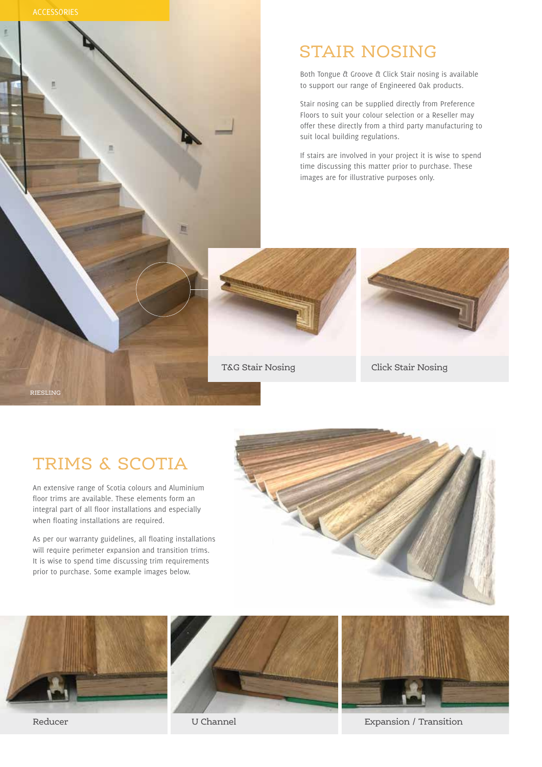## STAIR NOSING

Both Tongue & Groove & Click Stair nosing is available to support our range of Engineered Oak products.

Stair nosing can be supplied directly from Preference Floors to suit your colour selection or a Reseller may offer these directly from a third party manufacturing to suit local building regulations.

If stairs are involved in your project it is wise to spend time discussing this matter prior to purchase. These images are for illustrative purposes only.

RIESLING

T&G Stair Nosing

Click Stair Nosing

## TRIMS & SCOTIA

An extensive range of Scotia colours and Aluminium floor trims are available. These elements form an integral part of all floor installations and especially when floating installations are required.

As per our warranty guidelines, all floating installations will require perimeter expansion and transition trims. It is wise to spend time discussing trim requirements prior to purchase. Some example images below.

Reducer

U Channel

Expansion / Transition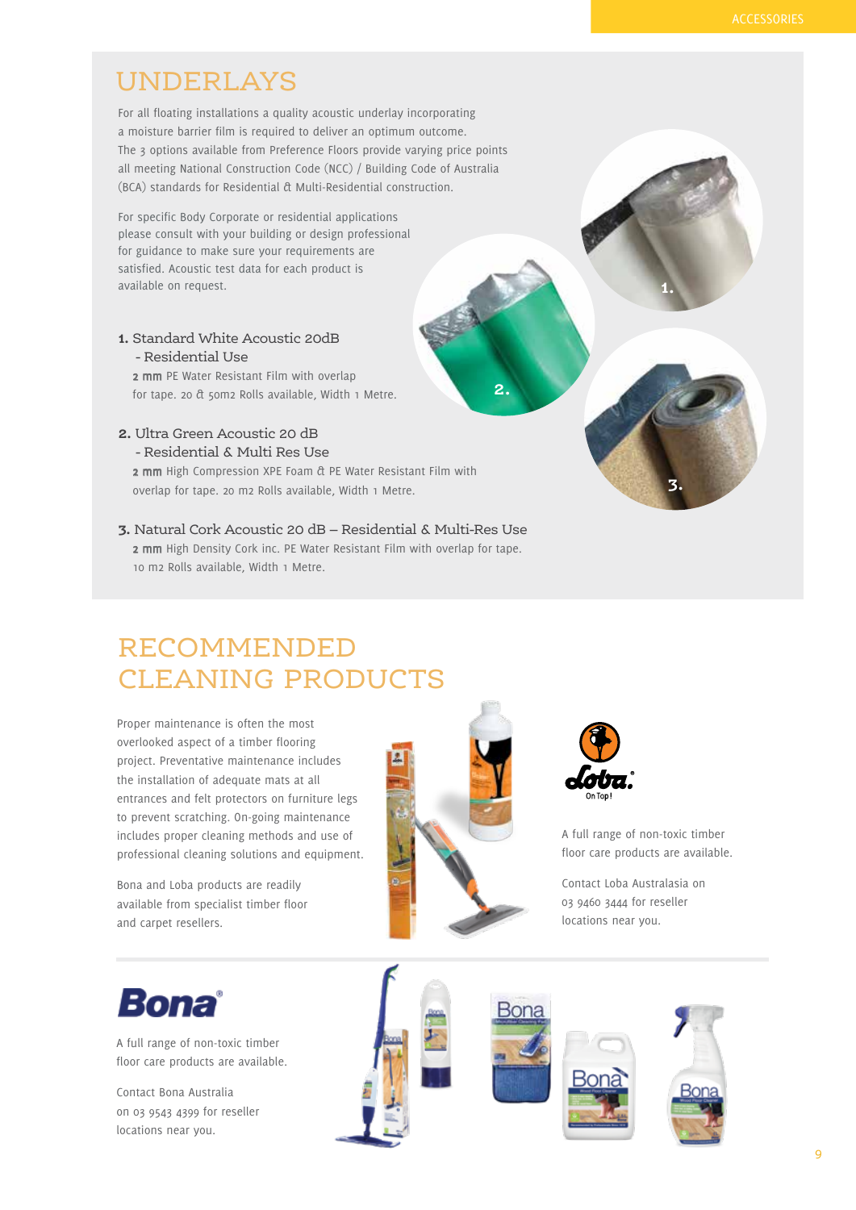# UNDERLAYS

For all floating installations a quality acoustic underlay incorporating a moisture barrier film is required to deliver an optimum outcome. The 3 options available from Preference Floors provide varying price points all meeting National Construction Code (NCC) / Building Code of Australia (BCA) standards for Residential & Multi-Residential construction.

For specific Body Corporate or residential applications please consult with your building or design professional for guidance to make sure your requirements are satisfied. Acoustic test data for each product is available on request.

**1.** Standard White Acoustic 20dB
- Residential Use

**2 mm** PE Water Resistant Film with overlap for tape. 20 & 50m2 Rolls available, Width 1 Metre.

**2.** Ultra Green Acoustic 20 dB
- Residential & Multi Res Use

**2 mm** High Compression XPE Foam & PE Water Resistant Film with overlap for tape. 20 m2 Rolls available, Width 1 Metre.

**3.** Natural Cork Acoustic 20 dB – Residential & Multi-Res Use

**2 mm** High Density Cork inc. PE Water Resistant Film with overlap for tape. 10 m2 Rolls available, Width 1 Metre.

# RECOMMENDED CLEANING PRODUCTS

Proper maintenance is often the most overlooked aspect of a timber flooring project. Preventative maintenance includes the installation of adequate mats at all entrances and felt protectors on furniture legs to prevent scratching. On-going maintenance includes proper cleaning methods and use of professional cleaning solutions and equipment.

Bona and Loba products are readily available from specialist timber floor and carpet resellers.

Loba® On Top!

A full range of non-toxic timber floor care products are available.

Contact Loba Australasia on 03 9460 3444 for reseller locations near you.

Bona®

A full range of non-toxic timber floor care products are available.

Contact Bona Australia on 03 9543 4399 for reseller locations near you.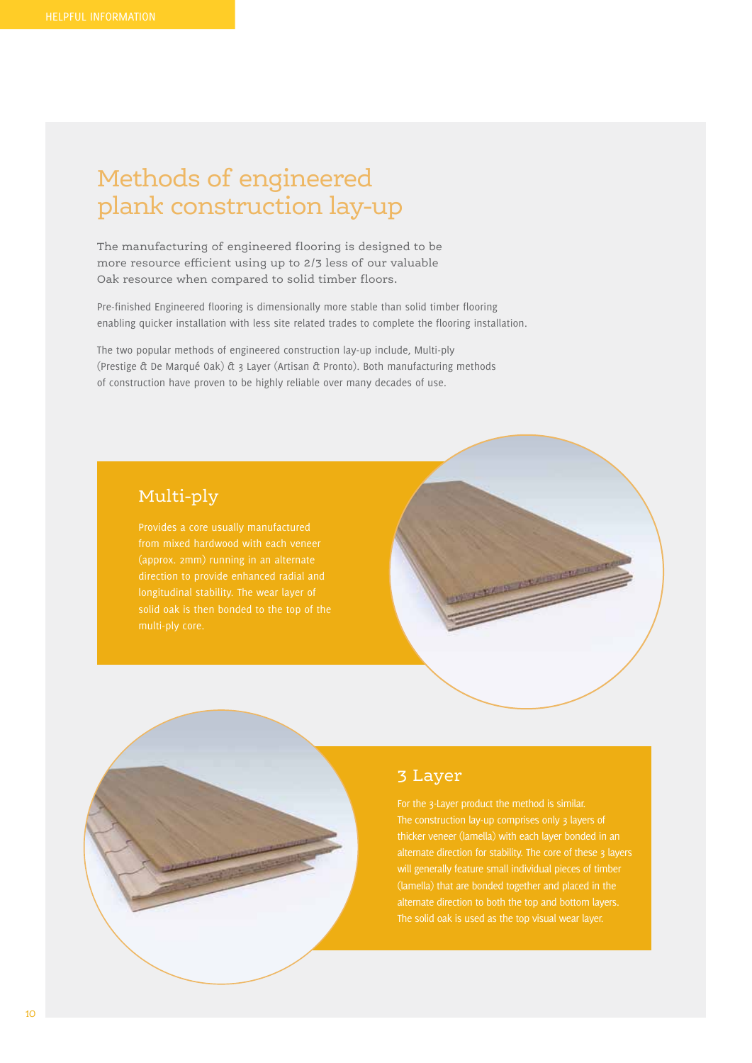# Methods of engineered plank construction lay-up

The manufacturing of engineered flooring is designed to be more resource efficient using up to 2/3 less of our valuable Oak resource when compared to solid timber floors.

Pre-finished Engineered flooring is dimensionally more stable than solid timber flooring enabling quicker installation with less site related trades to complete the flooring installation.

The two popular methods of engineered construction lay-up include, Multi-ply (Prestige & De Marqué Oak) & 3 Layer (Artisan & Pronto). Both manufacturing methods of construction have proven to be highly reliable over many decades of use.

## Multi-ply

Provides a core usually manufactured from mixed hardwood with each veneer (approx. 2mm) running in an alternate direction to provide enhanced radial and longitudinal stability. The wear layer of solid oak is then bonded to the top of the multi-ply core.

## 3 Layer

For the 3-Layer product the method is similar. The construction lay-up comprises only 3 layers of thicker veneer (lamella) with each layer bonded in an alternate direction for stability. The core of these 3 layers will generally feature small individual pieces of timber (lamella) that are bonded together and placed in the alternate direction to both the top and bottom layers. The solid oak is used as the top visual wear layer.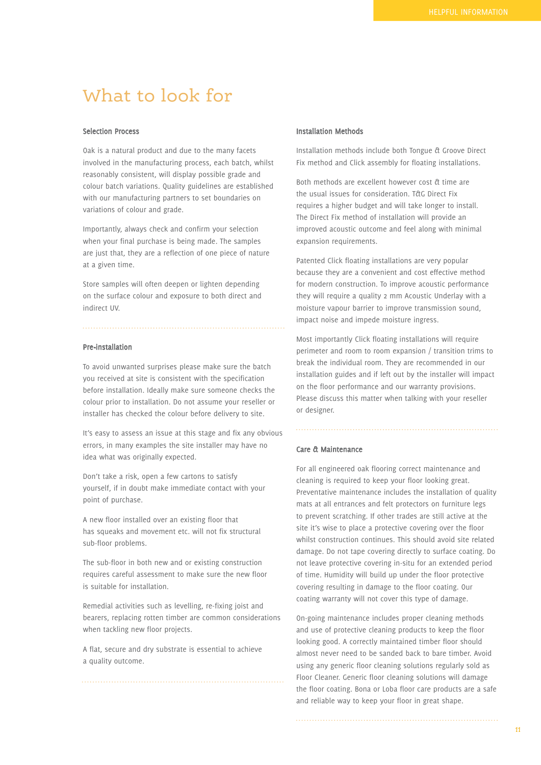# What to look for

## Selection Process

Oak is a natural product and due to the many facets involved in the manufacturing process, each batch, whilst reasonably consistent, will display possible grade and colour batch variations. Quality guidelines are established with our manufacturing partners to set boundaries on variations of colour and grade.

Importantly, always check and confirm your selection when your final purchase is being made. The samples are just that, they are a reflection of one piece of nature at a given time.

Store samples will often deepen or lighten depending on the surface colour and exposure to both direct and indirect UV.

## Pre-installation

To avoid unwanted surprises please make sure the batch you received at site is consistent with the specification before installation. Ideally make sure someone checks the colour prior to installation. Do not assume your reseller or installer has checked the colour before delivery to site.

It's easy to assess an issue at this stage and fix any obvious errors, in many examples the site installer may have no idea what was originally expected.

Don't take a risk, open a few cartons to satisfy yourself, if in doubt make immediate contact with your point of purchase.

A new floor installed over an existing floor that has squeaks and movement etc. will not fix structural sub-floor problems.

The sub-floor in both new and or existing construction requires careful assessment to make sure the new floor is suitable for installation.

Remedial activities such as levelling, re-fixing joist and bearers, replacing rotten timber are common considerations when tackling new floor projects.

A flat, secure and dry substrate is essential to achieve a quality outcome.

## Installation Methods

Installation methods include both Tongue & Groove Direct Fix method and Click assembly for floating installations.

Both methods are excellent however cost & time are the usual issues for consideration. T&G Direct Fix requires a higher budget and will take longer to install. The Direct Fix method of installation will provide an improved acoustic outcome and feel along with minimal expansion requirements.

Patented Click floating installations are very popular because they are a convenient and cost effective method for modern construction. To improve acoustic performance they will require a quality 2 mm Acoustic Underlay with a moisture vapour barrier to improve transmission sound, impact noise and impede moisture ingress.

Most importantly Click floating installations will require perimeter and room to room expansion / transition trims to break the individual room. They are recommended in our installation guides and if left out by the installer will impact on the floor performance and our warranty provisions. Please discuss this matter when talking with your reseller or designer.

## Care & Maintenance

For all engineered oak flooring correct maintenance and cleaning is required to keep your floor looking great. Preventative maintenance includes the installation of quality mats at all entrances and felt protectors on furniture legs to prevent scratching. If other trades are still active at the site it's wise to place a protective covering over the floor whilst construction continues. This should avoid site related damage. Do not tape covering directly to surface coating. Do not leave protective covering in-situ for an extended period of time. Humidity will build up under the floor protective covering resulting in damage to the floor coating. Our coating warranty will not cover this type of damage.

On-going maintenance includes proper cleaning methods and use of protective cleaning products to keep the floor looking good. A correctly maintained timber floor should almost never need to be sanded back to bare timber. Avoid using any generic floor cleaning solutions regularly sold as Floor Cleaner. Generic floor cleaning solutions will damage the floor coating. Bona or Loba floor care products are a safe and reliable way to keep your floor in great shape.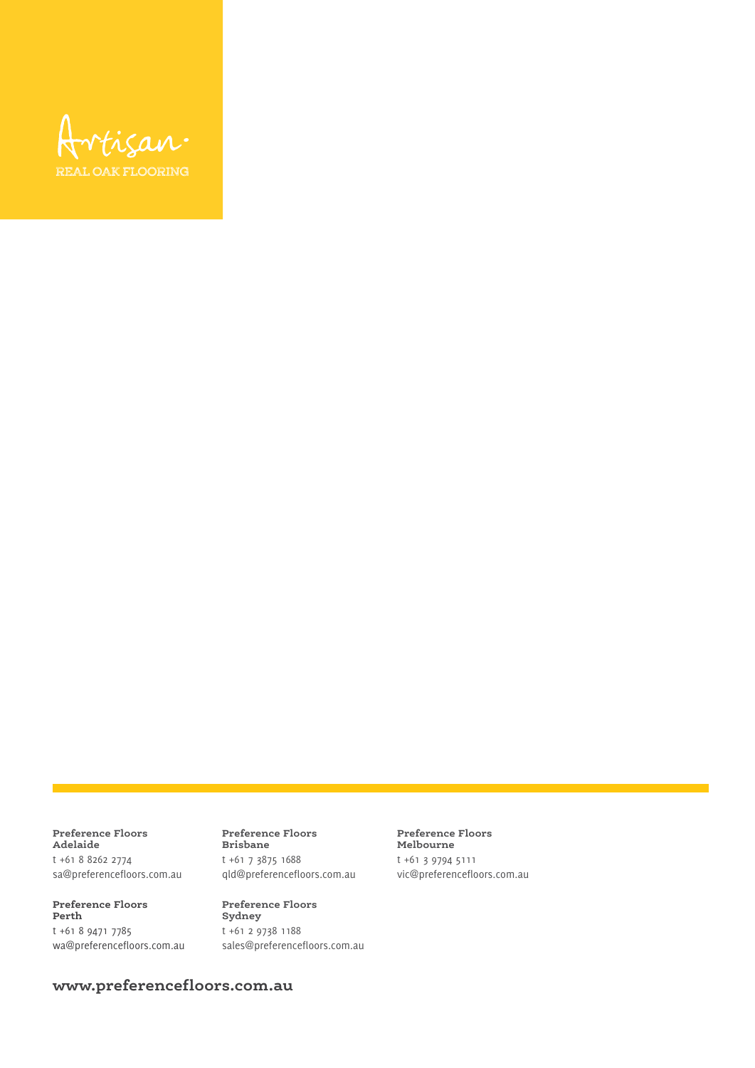Artisan·

REAL OAK FLOORING

**Preference Floors Adelaide**
t +61 8 8262 2774
sa@preferencefloors.com.au

**Preference Floors Perth**
t +61 8 9471 7785
wa@preferencefloors.com.au

**Preference Floors Brisbane**
t +61 7 3875 1688
qld@preferencefloors.com.au

**Preference Floors Sydney**
t +61 2 9738 1188
sales@preferencefloors.com.au

**Preference Floors Melbourne**
t +61 3 9794 5111
vic@preferencefloors.com.au

**www.preferencefloors.com.au**